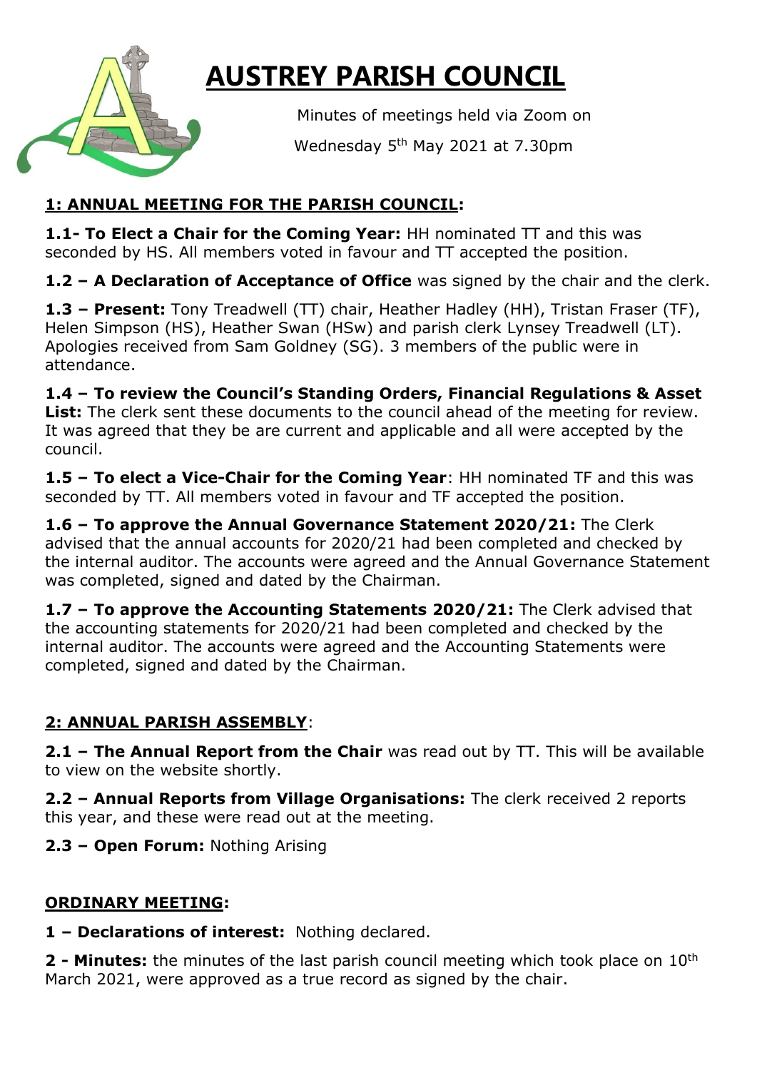# AUSTREY PARISH COUNCIL

Minutes of meetings held via Zoom on

Wednesday 5th May 2021 at 7.30pm

## 1: ANNUAL MEETING FOR THE PARISH COUNCIL:

**1.1- To Elect a Chair for the Coming Year:** HH nominated TT and this was seconded by HS. All members voted in favour and TT accepted the position.

**1.2 – A Declaration of Acceptance of Office** was signed by the chair and the clerk.

**1.3 – Present:** Tony Treadwell (TT) chair, Heather Hadley (HH), Tristan Fraser (TF), Helen Simpson (HS), Heather Swan (HSw) and parish clerk Lynsey Treadwell (LT). Apologies received from Sam Goldney (SG). 3 members of the public were in attendance.

**1.4 – To review the Council's Standing Orders, Financial Regulations & Asset List:** The clerk sent these documents to the council ahead of the meeting for review. It was agreed that they be are current and applicable and all were accepted by the council.

**1.5 – To elect a Vice-Chair for the Coming Year**: HH nominated TF and this was seconded by TT. All members voted in favour and TF accepted the position.

**1.6 – To approve the Annual Governance Statement 2020/21:** The Clerk advised that the annual accounts for 2020/21 had been completed and checked by the internal auditor. The accounts were agreed and the Annual Governance Statement was completed, signed and dated by the Chairman.

**1.7 – To approve the Accounting Statements 2020/21:** The Clerk advised that the accounting statements for 2020/21 had been completed and checked by the internal auditor. The accounts were agreed and the Accounting Statements were completed, signed and dated by the Chairman.

## 2: ANNUAL PARISH ASSEMBLY:

**2.1 – The Annual Report from the Chair** was read out by TT. This will be available to view on the website shortly.

**2.2 – Annual Reports from Village Organisations:** The clerk received 2 reports this year, and these were read out at the meeting.

**2.3 – Open Forum:** Nothing Arising

## ORDINARY MEETING:

**1 – Declarations of interest:** Nothing declared.

**2 - Minutes:** the minutes of the last parish council meeting which took place on 10th March 2021, were approved as a true record as signed by the chair.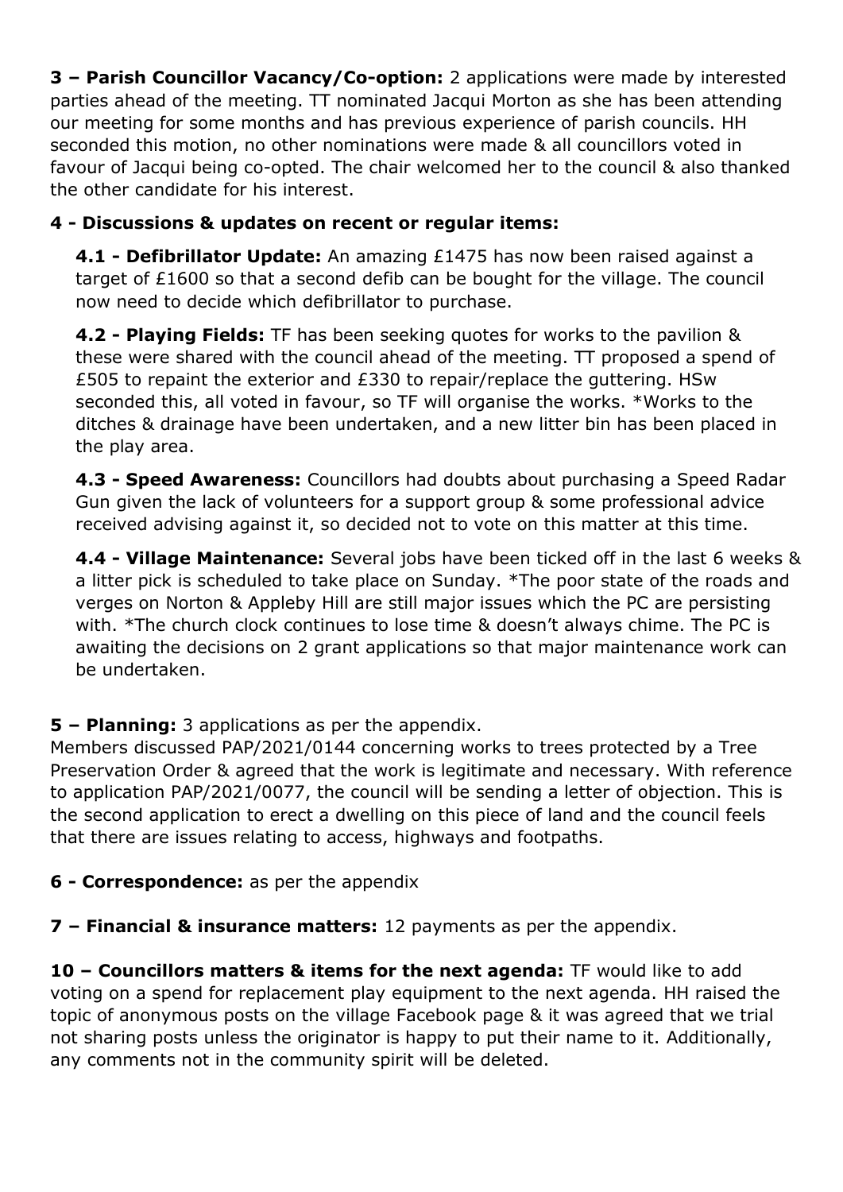**3 – Parish Councillor Vacancy/Co-option:** 2 applications were made by interested parties ahead of the meeting. TT nominated Jacqui Morton as she has been attending our meeting for some months and has previous experience of parish councils. HH seconded this motion, no other nominations were made & all councillors voted in favour of Jacqui being co-opted. The chair welcomed her to the council & also thanked the other candidate for his interest.

**4 - Discussions & updates on recent or regular items:**

**4.1 - Defibrillator Update:** An amazing £1475 has now been raised against a target of £1600 so that a second defib can be bought for the village. The council now need to decide which defibrillator to purchase.

**4.2 - Playing Fields:** TF has been seeking quotes for works to the pavilion & these were shared with the council ahead of the meeting. TT proposed a spend of £505 to repaint the exterior and £330 to repair/replace the guttering. HSw seconded this, all voted in favour, so TF will organise the works. *Works to the ditches & drainage have been undertaken, and a new litter bin has been placed in the play area.

**4.3 - Speed Awareness:** Councillors had doubts about purchasing a Speed Radar Gun given the lack of volunteers for a support group & some professional advice received advising against it, so decided not to vote on this matter at this time.

**4.4 - Village Maintenance:** Several jobs have been ticked off in the last 6 weeks & a litter pick is scheduled to take place on Sunday. *The poor state of the roads and verges on Norton & Appleby Hill are still major issues which the PC are persisting with. *The church clock continues to lose time & doesn't always chime. The PC is awaiting the decisions on 2 grant applications so that major maintenance work can be undertaken.

**5 – Planning:** 3 applications as per the appendix.
Members discussed PAP/2021/0144 concerning works to trees protected by a Tree Preservation Order & agreed that the work is legitimate and necessary. With reference to application PAP/2021/0077, the council will be sending a letter of objection. This is the second application to erect a dwelling on this piece of land and the council feels that there are issues relating to access, highways and footpaths.

**6 - Correspondence:** as per the appendix

**7 – Financial & insurance matters:** 12 payments as per the appendix.

**10 – Councillors matters & items for the next agenda:** TF would like to add voting on a spend for replacement play equipment to the next agenda. HH raised the topic of anonymous posts on the village Facebook page & it was agreed that we trial not sharing posts unless the originator is happy to put their name to it. Additionally, any comments not in the community spirit will be deleted.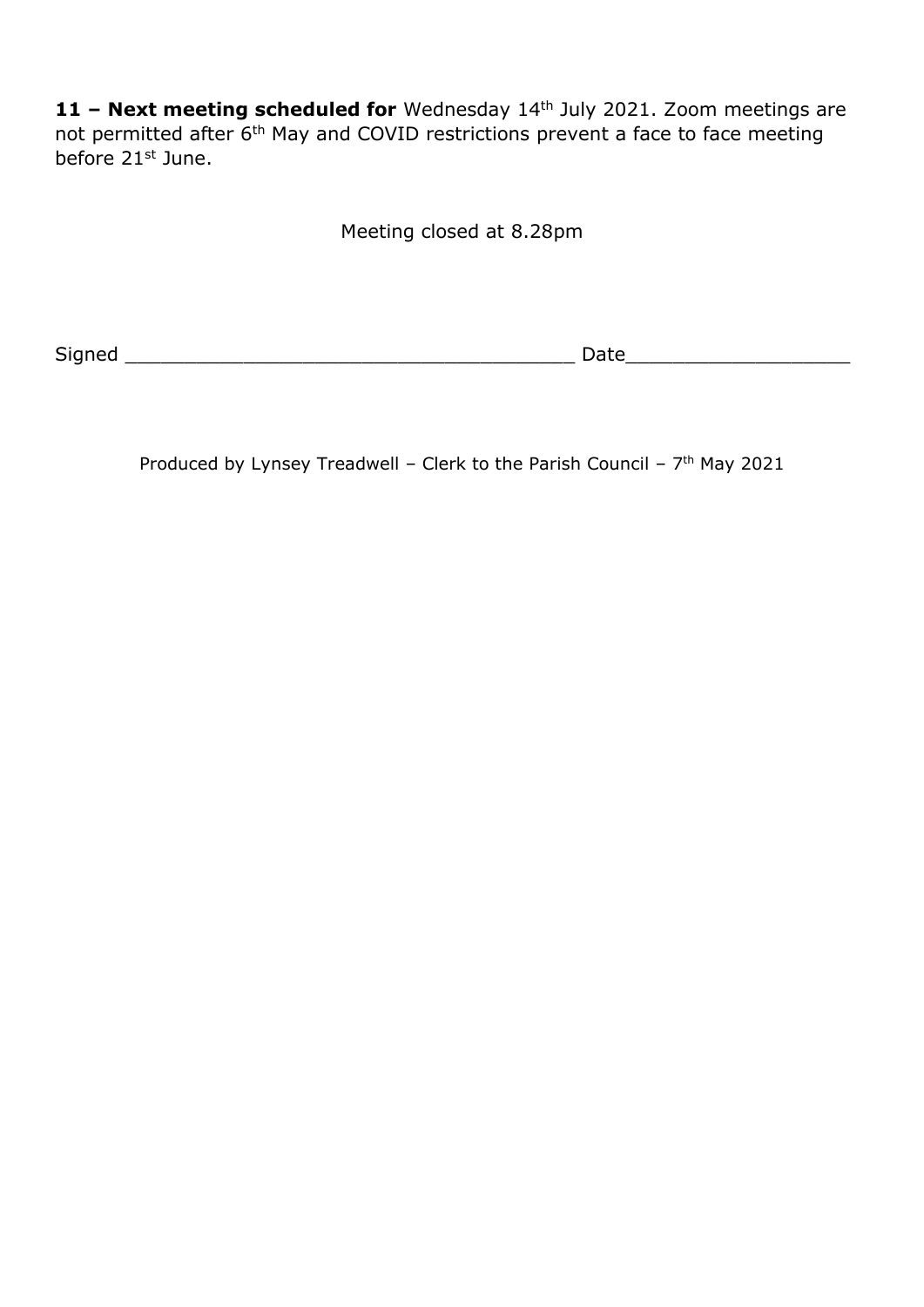**11 – Next meeting scheduled for** Wednesday 14th July 2021. Zoom meetings are not permitted after 6th May and COVID restrictions prevent a face to face meeting before 21st June.

Meeting closed at 8.28pm

Signed _____________________________________ Date__________________

Produced by Lynsey Treadwell – Clerk to the Parish Council – 7th May 2021